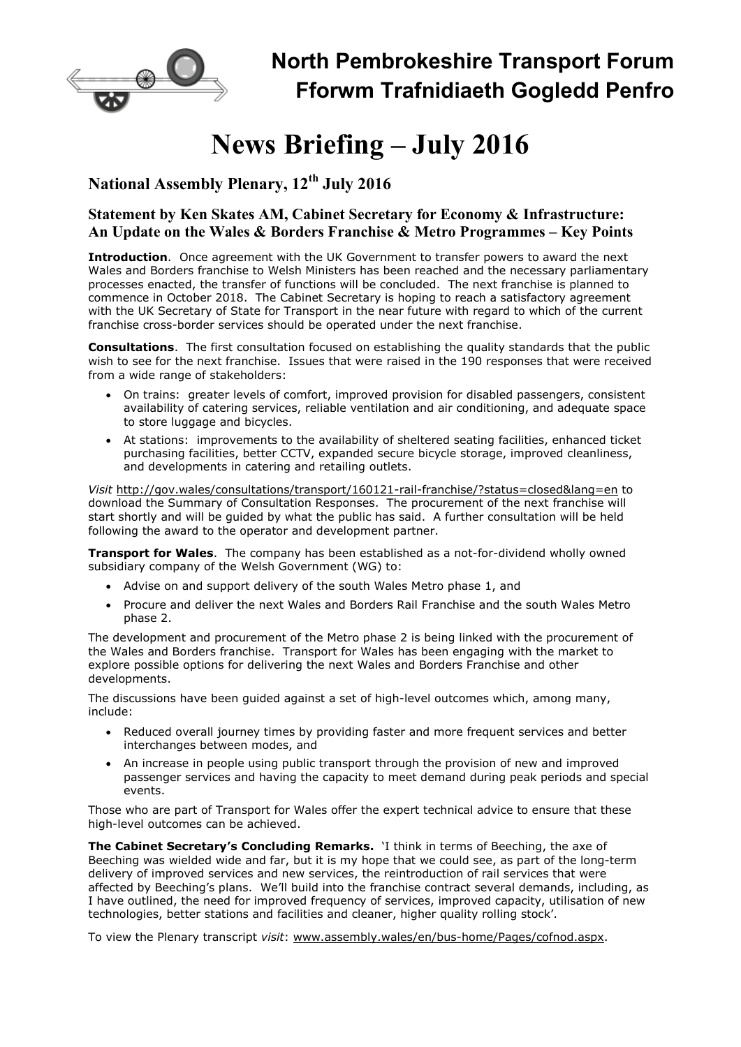# North Pembrokeshire Transport Forum
# Fforwm Trafnidiaeth Gogledd Penfro

# News Briefing – July 2016

## National Assembly Plenary, 12th July 2016

### Statement by Ken Skates AM, Cabinet Secretary for Economy & Infrastructure: An Update on the Wales & Borders Franchise & Metro Programmes – Key Points

**Introduction**. Once agreement with the UK Government to transfer powers to award the next Wales and Borders franchise to Welsh Ministers has been reached and the necessary parliamentary processes enacted, the transfer of functions will be concluded. The next franchise is planned to commence in October 2018. The Cabinet Secretary is hoping to reach a satisfactory agreement with the UK Secretary of State for Transport in the near future with regard to which of the current franchise cross-border services should be operated under the next franchise.

**Consultations**. The first consultation focused on establishing the quality standards that the public wish to see for the next franchise. Issues that were raised in the 190 responses that were received from a wide range of stakeholders:

- On trains: greater levels of comfort, improved provision for disabled passengers, consistent availability of catering services, reliable ventilation and air conditioning, and adequate space to store luggage and bicycles.
- At stations: improvements to the availability of sheltered seating facilities, enhanced ticket purchasing facilities, better CCTV, expanded secure bicycle storage, improved cleanliness, and developments in catering and retailing outlets.

*Visit* http://gov.wales/consultations/transport/160121-rail-franchise/?status=closed&lang=en to download the Summary of Consultation Responses. The procurement of the next franchise will start shortly and will be guided by what the public has said. A further consultation will be held following the award to the operator and development partner.

**Transport for Wales**. The company has been established as a not-for-dividend wholly owned subsidiary company of the Welsh Government (WG) to:

- Advise on and support delivery of the south Wales Metro phase 1, and
- Procure and deliver the next Wales and Borders Rail Franchise and the south Wales Metro phase 2.

The development and procurement of the Metro phase 2 is being linked with the procurement of the Wales and Borders franchise. Transport for Wales has been engaging with the market to explore possible options for delivering the next Wales and Borders Franchise and other developments.

The discussions have been guided against a set of high-level outcomes which, among many, include:

- Reduced overall journey times by providing faster and more frequent services and better interchanges between modes, and
- An increase in people using public transport through the provision of new and improved passenger services and having the capacity to meet demand during peak periods and special events.

Those who are part of Transport for Wales offer the expert technical advice to ensure that these high-level outcomes can be achieved.

**The Cabinet Secretary's Concluding Remarks.** 'I think in terms of Beeching, the axe of Beeching was wielded wide and far, but it is my hope that we could see, as part of the long-term delivery of improved services and new services, the reintroduction of rail services that were affected by Beeching's plans. We'll build into the franchise contract several demands, including, as I have outlined, the need for improved frequency of services, improved capacity, utilisation of new technologies, better stations and facilities and cleaner, higher quality rolling stock'.

To view the Plenary transcript *visit*: www.assembly.wales/en/bus-home/Pages/cofnod.aspx.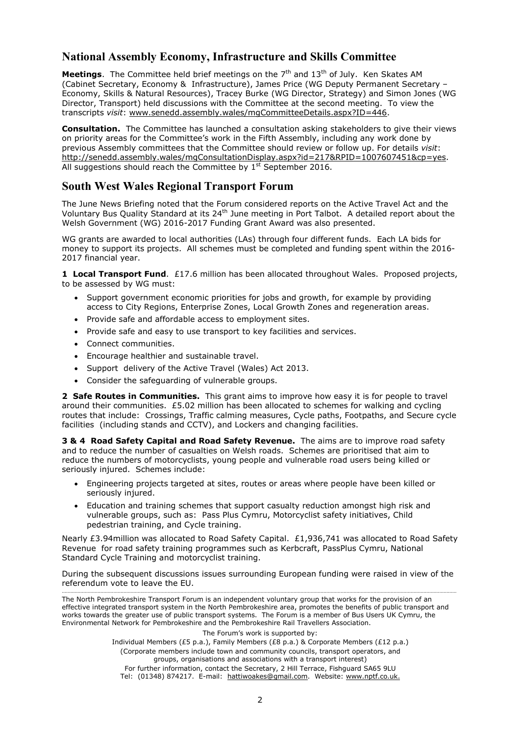## National Assembly Economy, Infrastructure and Skills Committee

**Meetings**. The Committee held brief meetings on the 7th and 13th of July. Ken Skates AM (Cabinet Secretary, Economy & Infrastructure), James Price (WG Deputy Permanent Secretary – Economy, Skills & Natural Resources), Tracey Burke (WG Director, Strategy) and Simon Jones (WG Director, Transport) held discussions with the Committee at the second meeting. To view the transcripts *visit*: www.senedd.assembly.wales/mgCommitteeDetails.aspx?ID=446.

**Consultation.** The Committee has launched a consultation asking stakeholders to give their views on priority areas for the Committee's work in the Fifth Assembly, including any work done by previous Assembly committees that the Committee should review or follow up. For details *visit*: http://senedd.assembly.wales/mgConsultationDisplay.aspx?id=217&RPID=1007607451&cp=yes. All suggestions should reach the Committee by 1st September 2016.

## South West Wales Regional Transport Forum

The June News Briefing noted that the Forum considered reports on the Active Travel Act and the Voluntary Bus Quality Standard at its 24th June meeting in Port Talbot. A detailed report about the Welsh Government (WG) 2016-2017 Funding Grant Award was also presented.

WG grants are awarded to local authorities (LAs) through four different funds. Each LA bids for money to support its projects. All schemes must be completed and funding spent within the 2016-2017 financial year.

**1 Local Transport Fund**. £17.6 million has been allocated throughout Wales. Proposed projects, to be assessed by WG must:

- Support government economic priorities for jobs and growth, for example by providing access to City Regions, Enterprise Zones, Local Growth Zones and regeneration areas.
- Provide safe and affordable access to employment sites.
- Provide safe and easy to use transport to key facilities and services.
- Connect communities.
- Encourage healthier and sustainable travel.
- Support delivery of the Active Travel (Wales) Act 2013.
- Consider the safeguarding of vulnerable groups.

**2 Safe Routes in Communities.** This grant aims to improve how easy it is for people to travel around their communities. £5.02 million has been allocated to schemes for walking and cycling routes that include: Crossings, Traffic calming measures, Cycle paths, Footpaths, and Secure cycle facilities (including stands and CCTV), and Lockers and changing facilities.

**3 & 4 Road Safety Capital and Road Safety Revenue.** The aims are to improve road safety and to reduce the number of casualties on Welsh roads. Schemes are prioritised that aim to reduce the numbers of motorcyclists, young people and vulnerable road users being killed or seriously injured. Schemes include:

- Engineering projects targeted at sites, routes or areas where people have been killed or seriously injured.
- Education and training schemes that support casualty reduction amongst high risk and vulnerable groups, such as: Pass Plus Cymru, Motorcyclist safety initiatives, Child pedestrian training, and Cycle training.

Nearly £3.94million was allocated to Road Safety Capital. £1,936,741 was allocated to Road Safety Revenue for road safety training programmes such as Kerbcraft, PassPlus Cymru, National Standard Cycle Training and motorcyclist training.

During the subsequent discussions issues surrounding European funding were raised in view of the referendum vote to leave the EU.

---

The North Pembrokeshire Transport Forum is an independent voluntary group that works for the provision of an effective integrated transport system in the North Pembrokeshire area, promotes the benefits of public transport and works towards the greater use of public transport systems. The Forum is a member of Bus Users UK Cymru, the Environmental Network for Pembrokeshire and the Pembrokeshire Rail Travellers Association.

The Forum's work is supported by:

Individual Members (£5 p.a.), Family Members (£8 p.a.) & Corporate Members (£12 p.a.)

(Corporate members include town and community councils, transport operators, and groups, organisations and associations with a transport interest)

For further information, contact the Secretary, 2 Hill Terrace, Fishguard SA65 9LU

Tel: (01348) 874217. E-mail: hattiwoakes@gmail.com. Website: www.nptf.co.uk.